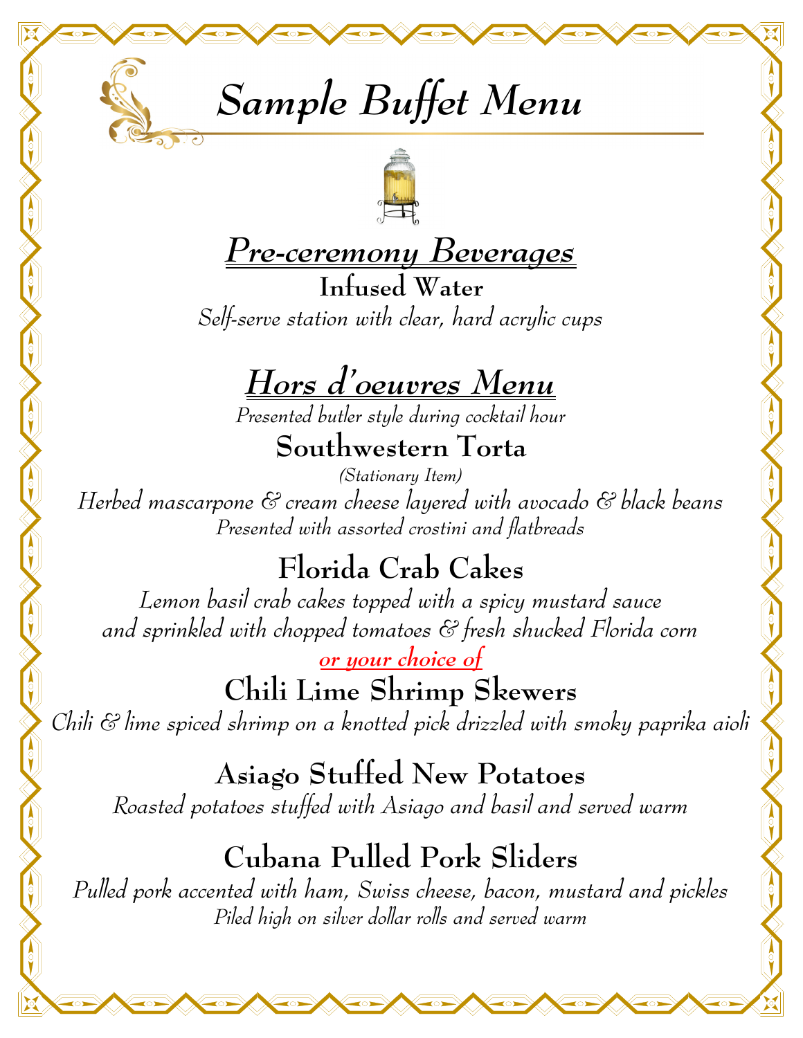# *Sample Buffet Menu*

## ***Pre-ceremony Beverages***

### Infused Water

*Self-serve station with clear, hard acrylic cups*

## ***Hors d'oeuvres Menu***

*Presented butler style during cocktail hour*

### Southwestern Torta

*(Stationary Item)*

*Herbed mascarpone & cream cheese layered with avocado & black beans*
*Presented with assorted crostini and flatbreads*

### Florida Crab Cakes

*Lemon basil crab cakes topped with a spicy mustard sauce*
*and sprinkled with chopped tomatoes & fresh shucked Florida corn*

***or your choice of***

### Chili Lime Shrimp Skewers

*Chili & lime spiced shrimp on a knotted pick drizzled with smoky paprika aioli*

### Asiago Stuffed New Potatoes

*Roasted potatoes stuffed with Asiago and basil and served warm*

### Cubana Pulled Pork Sliders

*Pulled pork accented with ham, Swiss cheese, bacon, mustard and pickles*
*Piled high on silver dollar rolls and served warm*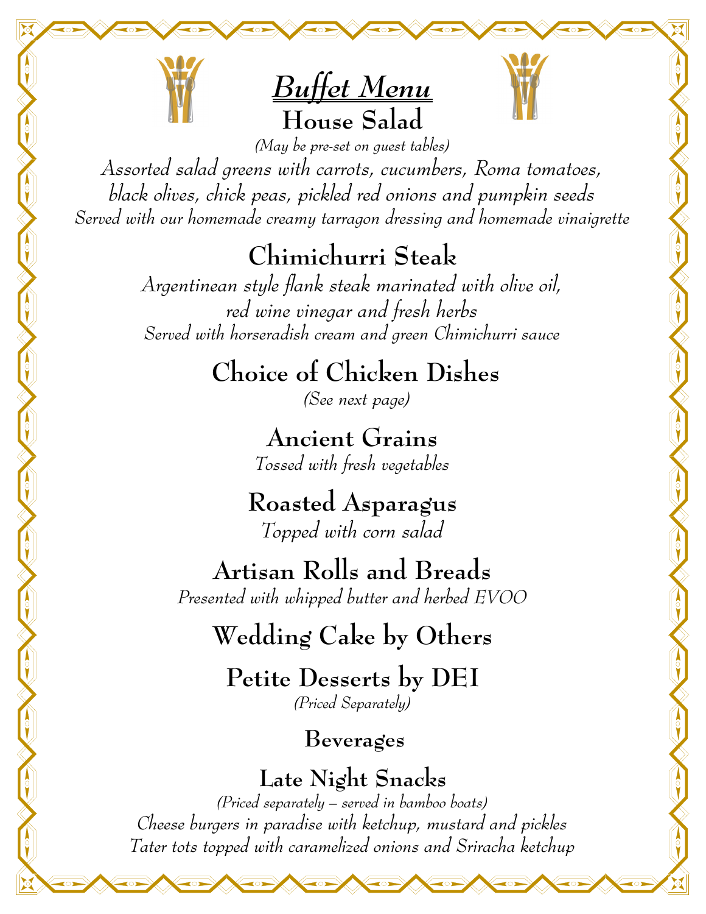# *Buffet Menu*

## House Salad

*(May be pre-set on guest tables)*

*Assorted salad greens with carrots, cucumbers, Roma tomatoes, black olives, chick peas, pickled red onions and pumpkin seeds*

*Served with our homemade creamy tarragon dressing and homemade vinaigrette*

## Chimichurri Steak

*Argentinean style flank steak marinated with olive oil, red wine vinegar and fresh herbs*

*Served with horseradish cream and green Chimichurri sauce*

## Choice of Chicken Dishes

*(See next page)*

## Ancient Grains

*Tossed with fresh vegetables*

## Roasted Asparagus

*Topped with corn salad*

## Artisan Rolls and Breads

*Presented with whipped butter and herbed EVOO*

## Wedding Cake by Others

## Petite Desserts by DEI

*(Priced Separately)*

### Beverages

## Late Night Snacks

*(Priced separately – served in bamboo boats)*

*Cheese burgers in paradise with ketchup, mustard and pickles*

*Tater tots topped with caramelized onions and Sriracha ketchup*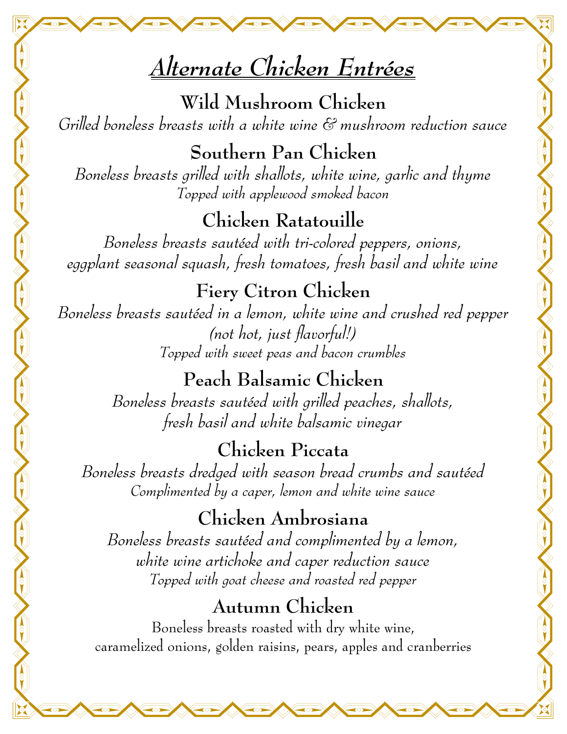# *Alternate Chicken Entrées*

## Wild Mushroom Chicken

*Grilled boneless breasts with a white wine & mushroom reduction sauce*

## Southern Pan Chicken

*Boneless breasts grilled with shallots, white wine, garlic and thyme*
*Topped with applewood smoked bacon*

## Chicken Ratatouille

*Boneless breasts sautéed with tri-colored peppers, onions,*
*eggplant seasonal squash, fresh tomatoes, fresh basil and white wine*

## Fiery Citron Chicken

*Boneless breasts sautéed in a lemon, white wine and crushed red pepper*
*(not hot, just flavorful!)*
*Topped with sweet peas and bacon crumbles*

## Peach Balsamic Chicken

*Boneless breasts sautéed with grilled peaches, shallots,*
*fresh basil and white balsamic vinegar*

## Chicken Piccata

*Boneless breasts dredged with season bread crumbs and sautéed*
*Complimented by a caper, lemon and white wine sauce*

## Chicken Ambrosiana

*Boneless breasts sautéed and complimented by a lemon,*
*white wine artichoke and caper reduction sauce*
*Topped with goat cheese and roasted red pepper*

## Autumn Chicken

Boneless breasts roasted with dry white wine,
caramelized onions, golden raisins, pears, apples and cranberries